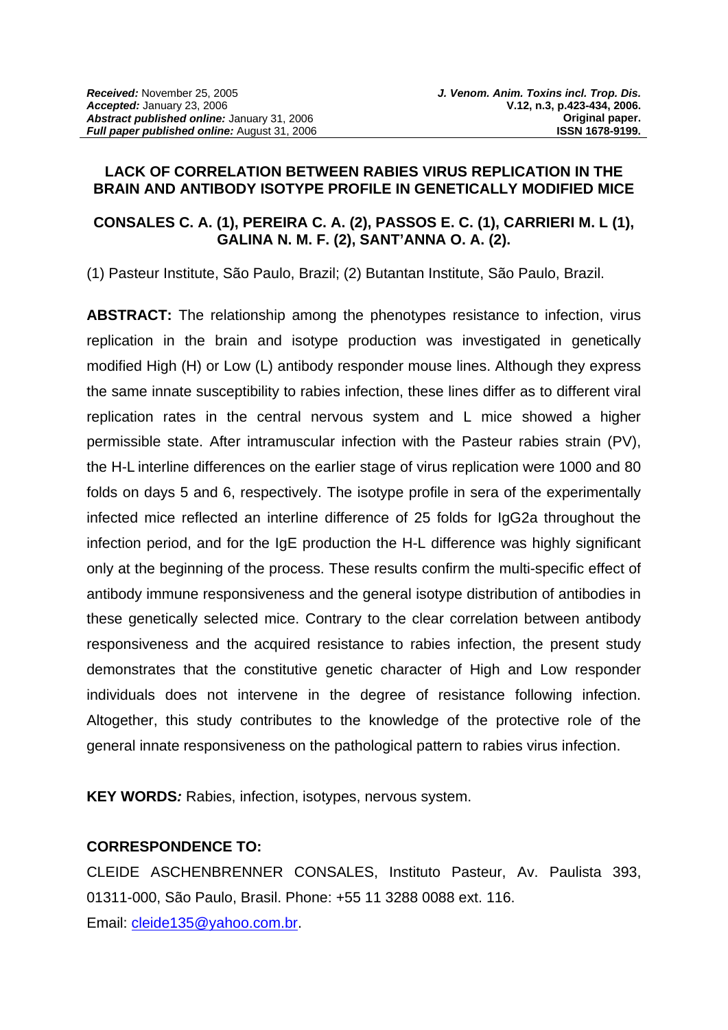***Received:*** November 25, 2005
***Accepted:*** January 23, 2006
***Abstract published online:*** January 31, 2006
***Full paper published online:*** August 31, 2006

***J. Venom. Anim. Toxins incl. Trop. Dis.***
**V.12, n.3, p.423-434, 2006.**
**Original paper.**
**ISSN 1678-9199.**

# LACK OF CORRELATION BETWEEN RABIES VIRUS REPLICATION IN THE BRAIN AND ANTIBODY ISOTYPE PROFILE IN GENETICALLY MODIFIED MICE

**CONSALES C. A. (1), PEREIRA C. A. (2), PASSOS E. C. (1), CARRIERI M. L (1), GALINA N. M. F. (2), SANT'ANNA O. A. (2).**

(1) Pasteur Institute, São Paulo, Brazil; (2) Butantan Institute, São Paulo, Brazil.

**ABSTRACT:** The relationship among the phenotypes resistance to infection, virus replication in the brain and isotype production was investigated in genetically modified High (H) or Low (L) antibody responder mouse lines. Although they express the same innate susceptibility to rabies infection, these lines differ as to different viral replication rates in the central nervous system and L mice showed a higher permissible state. After intramuscular infection with the Pasteur rabies strain (PV), the H-L interline differences on the earlier stage of virus replication were 1000 and 80 folds on days 5 and 6, respectively. The isotype profile in sera of the experimentally infected mice reflected an interline difference of 25 folds for IgG2a throughout the infection period, and for the IgE production the H-L difference was highly significant only at the beginning of the process. These results confirm the multi-specific effect of antibody immune responsiveness and the general isotype distribution of antibodies in these genetically selected mice. Contrary to the clear correlation between antibody responsiveness and the acquired resistance to rabies infection, the present study demonstrates that the constitutive genetic character of High and Low responder individuals does not intervene in the degree of resistance following infection. Altogether, this study contributes to the knowledge of the protective role of the general innate responsiveness on the pathological pattern to rabies virus infection.

**KEY WORDS*:*** Rabies, infection, isotypes, nervous system.

**CORRESPONDENCE TO:**

CLEIDE ASCHENBRENNER CONSALES, Instituto Pasteur, Av. Paulista 393, 01311-000, São Paulo, Brasil. Phone: +55 11 3288 0088 ext. 116.
Email: cleide135@yahoo.com.br.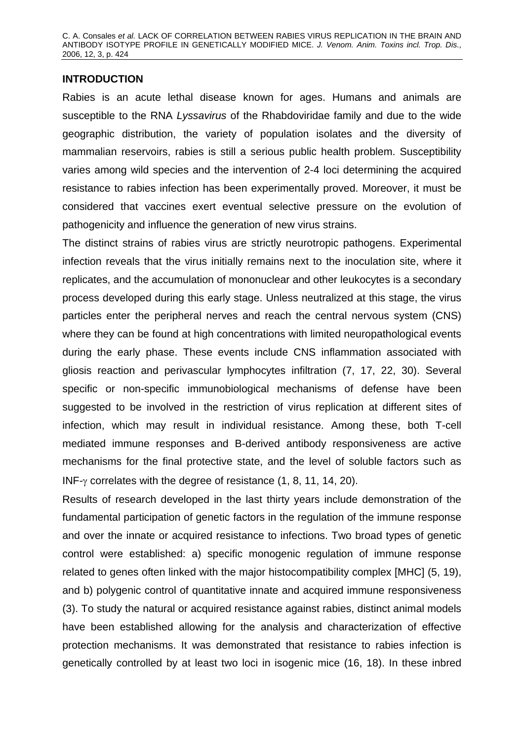## INTRODUCTION

Rabies is an acute lethal disease known for ages. Humans and animals are susceptible to the RNA *Lyssavirus* of the Rhabdoviridae family and due to the wide geographic distribution, the variety of population isolates and the diversity of mammalian reservoirs, rabies is still a serious public health problem. Susceptibility varies among wild species and the intervention of 2-4 loci determining the acquired resistance to rabies infection has been experimentally proved. Moreover, it must be considered that vaccines exert eventual selective pressure on the evolution of pathogenicity and influence the generation of new virus strains.

The distinct strains of rabies virus are strictly neurotropic pathogens. Experimental infection reveals that the virus initially remains next to the inoculation site, where it replicates, and the accumulation of mononuclear and other leukocytes is a secondary process developed during this early stage. Unless neutralized at this stage, the virus particles enter the peripheral nerves and reach the central nervous system (CNS) where they can be found at high concentrations with limited neuropathological events during the early phase. These events include CNS inflammation associated with gliosis reaction and perivascular lymphocytes infiltration (7, 17, 22, 30). Several specific or non-specific immunobiological mechanisms of defense have been suggested to be involved in the restriction of virus replication at different sites of infection, which may result in individual resistance. Among these, both T-cell mediated immune responses and B-derived antibody responsiveness are active mechanisms for the final protective state, and the level of soluble factors such as INF-$\gamma$ correlates with the degree of resistance (1, 8, 11, 14, 20).

Results of research developed in the last thirty years include demonstration of the fundamental participation of genetic factors in the regulation of the immune response and over the innate or acquired resistance to infections. Two broad types of genetic control were established: a) specific monogenic regulation of immune response related to genes often linked with the major histocompatibility complex [MHC] (5, 19), and b) polygenic control of quantitative innate and acquired immune responsiveness (3). To study the natural or acquired resistance against rabies, distinct animal models have been established allowing for the analysis and characterization of effective protection mechanisms. It was demonstrated that resistance to rabies infection is genetically controlled by at least two loci in isogenic mice (16, 18). In these inbred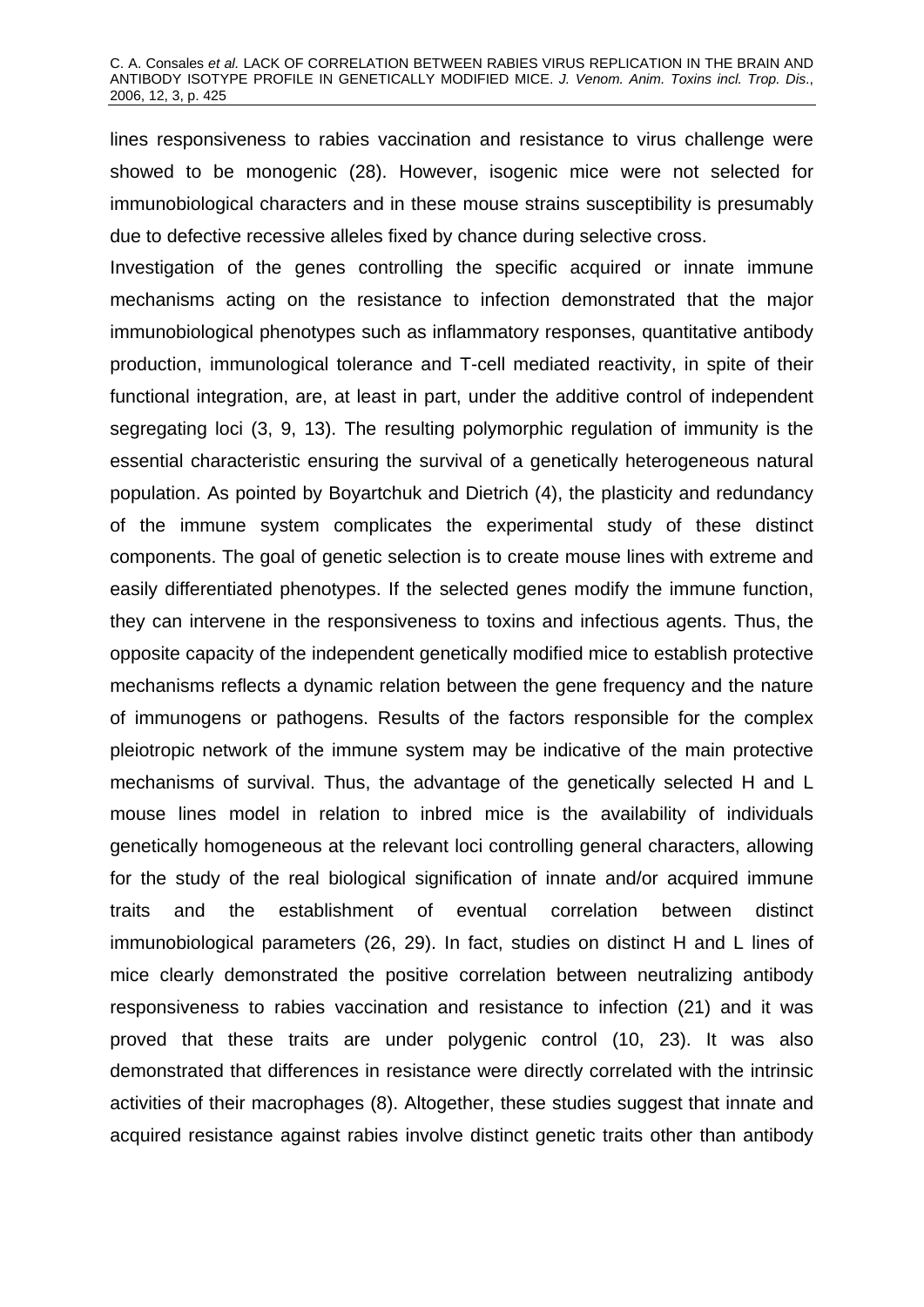lines responsiveness to rabies vaccination and resistance to virus challenge were showed to be monogenic (28). However, isogenic mice were not selected for immunobiological characters and in these mouse strains susceptibility is presumably due to defective recessive alleles fixed by chance during selective cross.

Investigation of the genes controlling the specific acquired or innate immune mechanisms acting on the resistance to infection demonstrated that the major immunobiological phenotypes such as inflammatory responses, quantitative antibody production, immunological tolerance and T-cell mediated reactivity, in spite of their functional integration, are, at least in part, under the additive control of independent segregating loci (3, 9, 13). The resulting polymorphic regulation of immunity is the essential characteristic ensuring the survival of a genetically heterogeneous natural population. As pointed by Boyartchuk and Dietrich (4), the plasticity and redundancy of the immune system complicates the experimental study of these distinct components. The goal of genetic selection is to create mouse lines with extreme and easily differentiated phenotypes. If the selected genes modify the immune function, they can intervene in the responsiveness to toxins and infectious agents. Thus, the opposite capacity of the independent genetically modified mice to establish protective mechanisms reflects a dynamic relation between the gene frequency and the nature of immunogens or pathogens. Results of the factors responsible for the complex pleiotropic network of the immune system may be indicative of the main protective mechanisms of survival. Thus, the advantage of the genetically selected H and L mouse lines model in relation to inbred mice is the availability of individuals genetically homogeneous at the relevant loci controlling general characters, allowing for the study of the real biological signification of innate and/or acquired immune traits and the establishment of eventual correlation between distinct immunobiological parameters (26, 29). In fact, studies on distinct H and L lines of mice clearly demonstrated the positive correlation between neutralizing antibody responsiveness to rabies vaccination and resistance to infection (21) and it was proved that these traits are under polygenic control (10, 23). It was also demonstrated that differences in resistance were directly correlated with the intrinsic activities of their macrophages (8). Altogether, these studies suggest that innate and acquired resistance against rabies involve distinct genetic traits other than antibody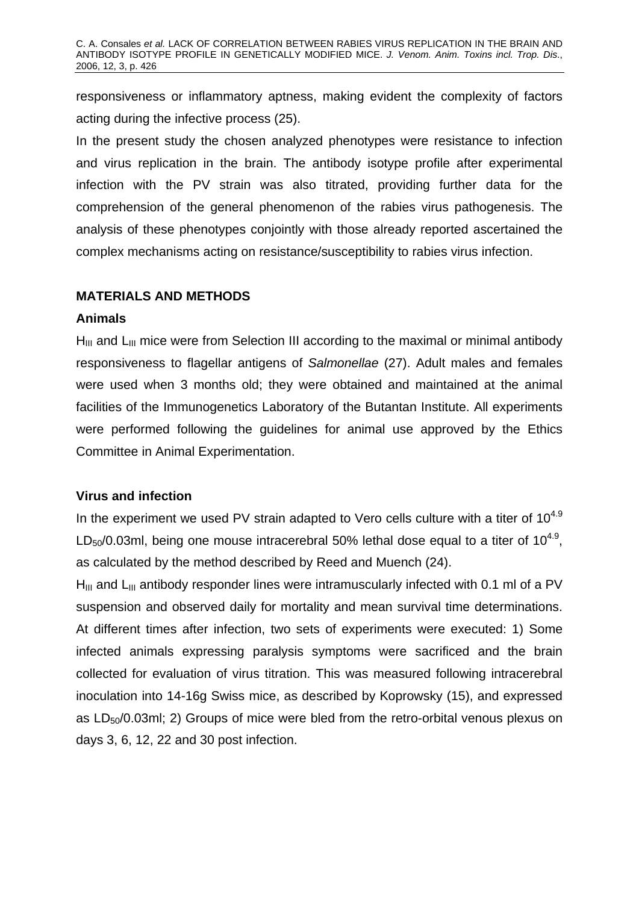responsiveness or inflammatory aptness, making evident the complexity of factors acting during the infective process (25).

In the present study the chosen analyzed phenotypes were resistance to infection and virus replication in the brain. The antibody isotype profile after experimental infection with the PV strain was also titrated, providing further data for the comprehension of the general phenomenon of the rabies virus pathogenesis. The analysis of these phenotypes conjointly with those already reported ascertained the complex mechanisms acting on resistance/susceptibility to rabies virus infection.

## MATERIALS AND METHODS

### Animals

$H_{III}$ and $L_{III}$ mice were from Selection III according to the maximal or minimal antibody responsiveness to flagellar antigens of *Salmonellae* (27). Adult males and females were used when 3 months old; they were obtained and maintained at the animal facilities of the Immunogenetics Laboratory of the Butantan Institute. All experiments were performed following the guidelines for animal use approved by the Ethics Committee in Animal Experimentation.

### Virus and infection

In the experiment we used PV strain adapted to Vero cells culture with a titer of $10^{4.9}$ $LD_{50}$/0.03ml, being one mouse intracerebral 50% lethal dose equal to a titer of $10^{4.9}$, as calculated by the method described by Reed and Muench (24).

$H_{III}$ and $L_{III}$ antibody responder lines were intramuscularly infected with 0.1 ml of a PV suspension and observed daily for mortality and mean survival time determinations. At different times after infection, two sets of experiments were executed: 1) Some infected animals expressing paralysis symptoms were sacrificed and the brain collected for evaluation of virus titration. This was measured following intracerebral inoculation into 14-16g Swiss mice, as described by Koprowsky (15), and expressed as $LD_{50}$/0.03ml; 2) Groups of mice were bled from the retro-orbital venous plexus on days 3, 6, 12, 22 and 30 post infection.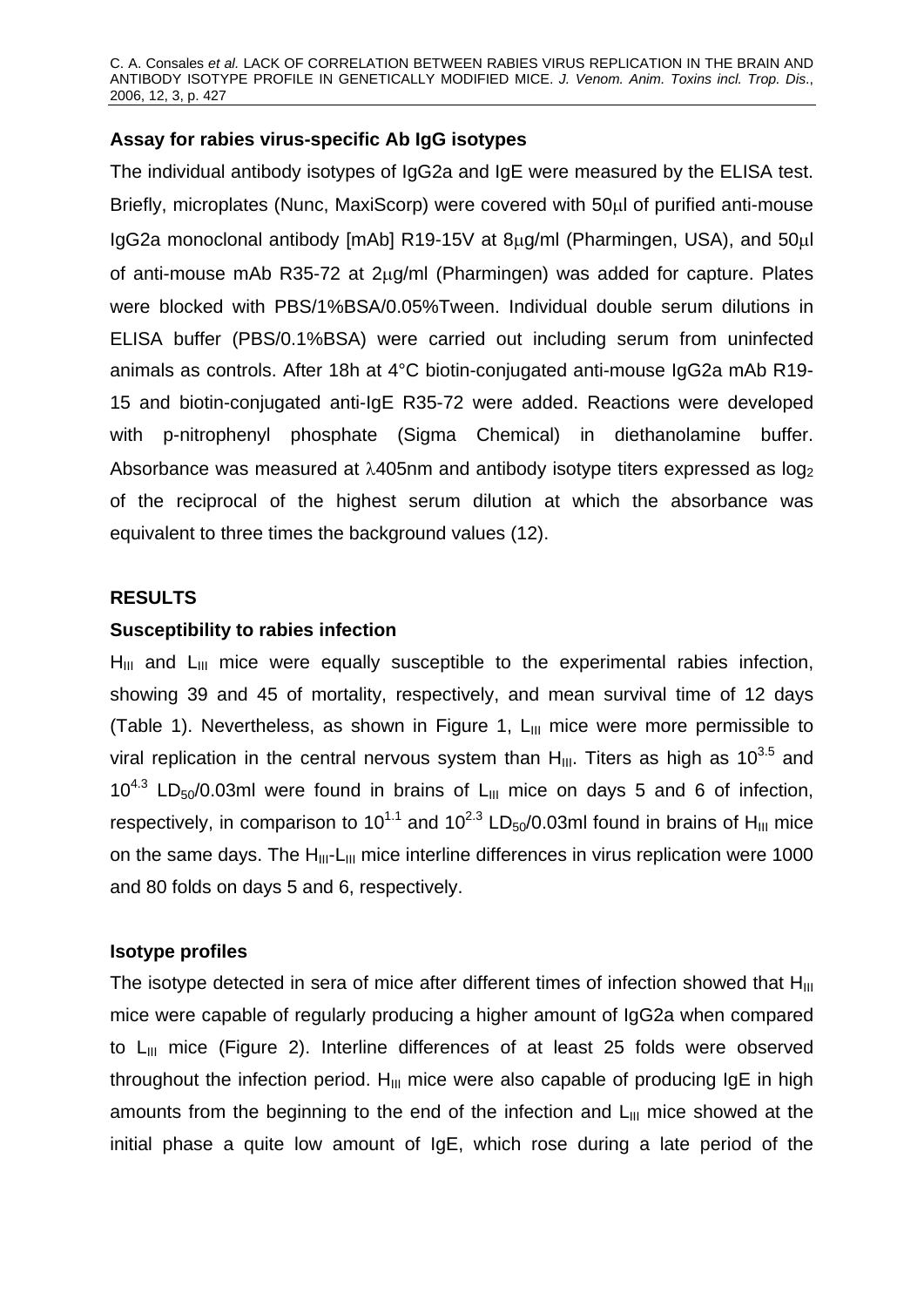**Assay for rabies virus-specific Ab IgG isotypes**

The individual antibody isotypes of IgG2a and IgE were measured by the ELISA test. Briefly, microplates (Nunc, MaxiScorp) were covered with 50μl of purified anti-mouse IgG2a monoclonal antibody [mAb] R19-15V at 8μg/ml (Pharmingen, USA), and 50μl of anti-mouse mAb R35-72 at 2μg/ml (Pharmingen) was added for capture. Plates were blocked with PBS/1%BSA/0.05%Tween. Individual double serum dilutions in ELISA buffer (PBS/0.1%BSA) were carried out including serum from uninfected animals as controls. After 18h at 4°C biotin-conjugated anti-mouse IgG2a mAb R19-15 and biotin-conjugated anti-IgE R35-72 were added. Reactions were developed with p-nitrophenyl phosphate (Sigma Chemical) in diethanolamine buffer. Absorbance was measured at λ405nm and antibody isotype titers expressed as $\log_2$ of the reciprocal of the highest serum dilution at which the absorbance was equivalent to three times the background values (12).

## RESULTS

**Susceptibility to rabies infection**

$H_{III}$ and $L_{III}$ mice were equally susceptible to the experimental rabies infection, showing 39 and 45 of mortality, respectively, and mean survival time of 12 days (Table 1). Nevertheless, as shown in Figure 1, $L_{III}$ mice were more permissible to viral replication in the central nervous system than $H_{III}$. Titers as high as $10^{3.5}$ and $10^{4.3}$ $LD_{50}$/0.03ml were found in brains of $L_{III}$ mice on days 5 and 6 of infection, respectively, in comparison to $10^{1.1}$ and $10^{2.3}$ $LD_{50}$/0.03ml found in brains of $H_{III}$ mice on the same days. The $H_{III}$-$L_{III}$ mice interline differences in virus replication were 1000 and 80 folds on days 5 and 6, respectively.

**Isotype profiles**

The isotype detected in sera of mice after different times of infection showed that $H_{III}$ mice were capable of regularly producing a higher amount of IgG2a when compared to $L_{III}$ mice (Figure 2). Interline differences of at least 25 folds were observed throughout the infection period. $H_{III}$ mice were also capable of producing IgE in high amounts from the beginning to the end of the infection and $L_{III}$ mice showed at the initial phase a quite low amount of IgE, which rose during a late period of the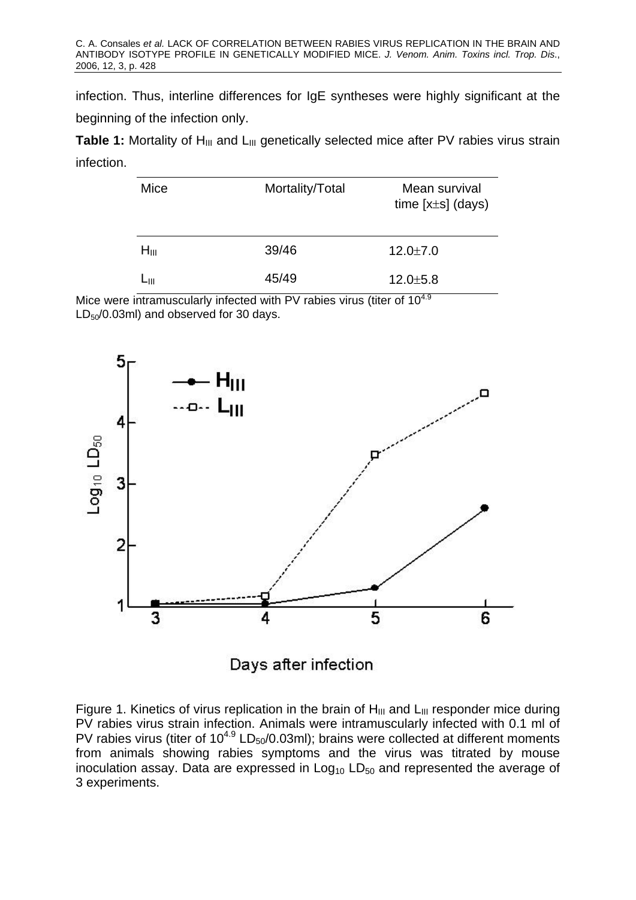infection. Thus, interline differences for IgE syntheses were highly significant at the beginning of the infection only.

**Table 1:** Mortality of $H_{III}$ and $L_{III}$ genetically selected mice after PV rabies virus strain infection.

| Mice | Mortality/Total | Mean survival time [x±s] (days) |
|---|---|---|
| $H_{III}$ | 39/46 | 12.0±7.0 |
| $L_{III}$ | 45/49 | 12.0±5.8 |

Mice were intramuscularly infected with PV rabies virus (titer of $10^{4.9}$ $LD_{50}$/0.03ml) and observed for 30 days.

Figure 1. Kinetics of virus replication in the brain of $H_{III}$ and $L_{III}$ responder mice during PV rabies virus strain infection. Animals were intramuscularly infected with 0.1 ml of PV rabies virus (titer of $10^{4.9}$ $LD_{50}$/0.03ml); brains were collected at different moments from animals showing rabies symptoms and the virus was titrated by mouse inoculation assay. Data are expressed in $Log_{10}$ $LD_{50}$ and represented the average of 3 experiments.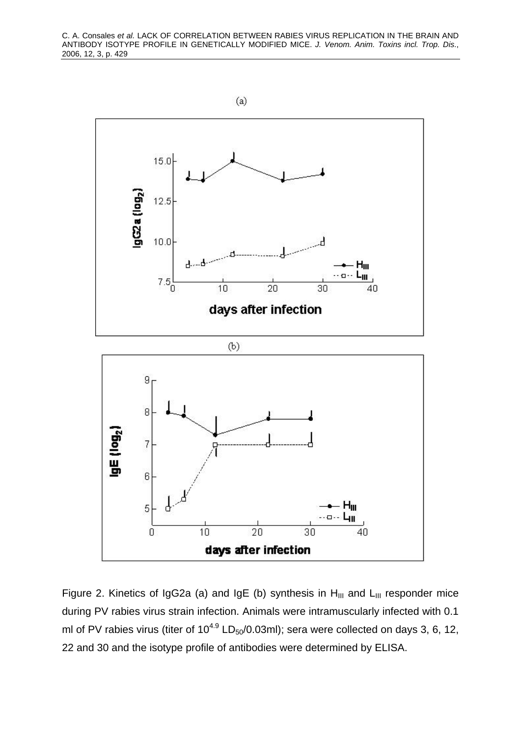Figure 2. Kinetics of IgG2a (a) and IgE (b) synthesis in $H_{III}$ and $L_{III}$ responder mice during PV rabies virus strain infection. Animals were intramuscularly infected with 0.1 ml of PV rabies virus (titer of $10^{4.9}$ $LD_{50}$/0.03ml); sera were collected on days 3, 6, 12, 22 and 30 and the isotype profile of antibodies were determined by ELISA.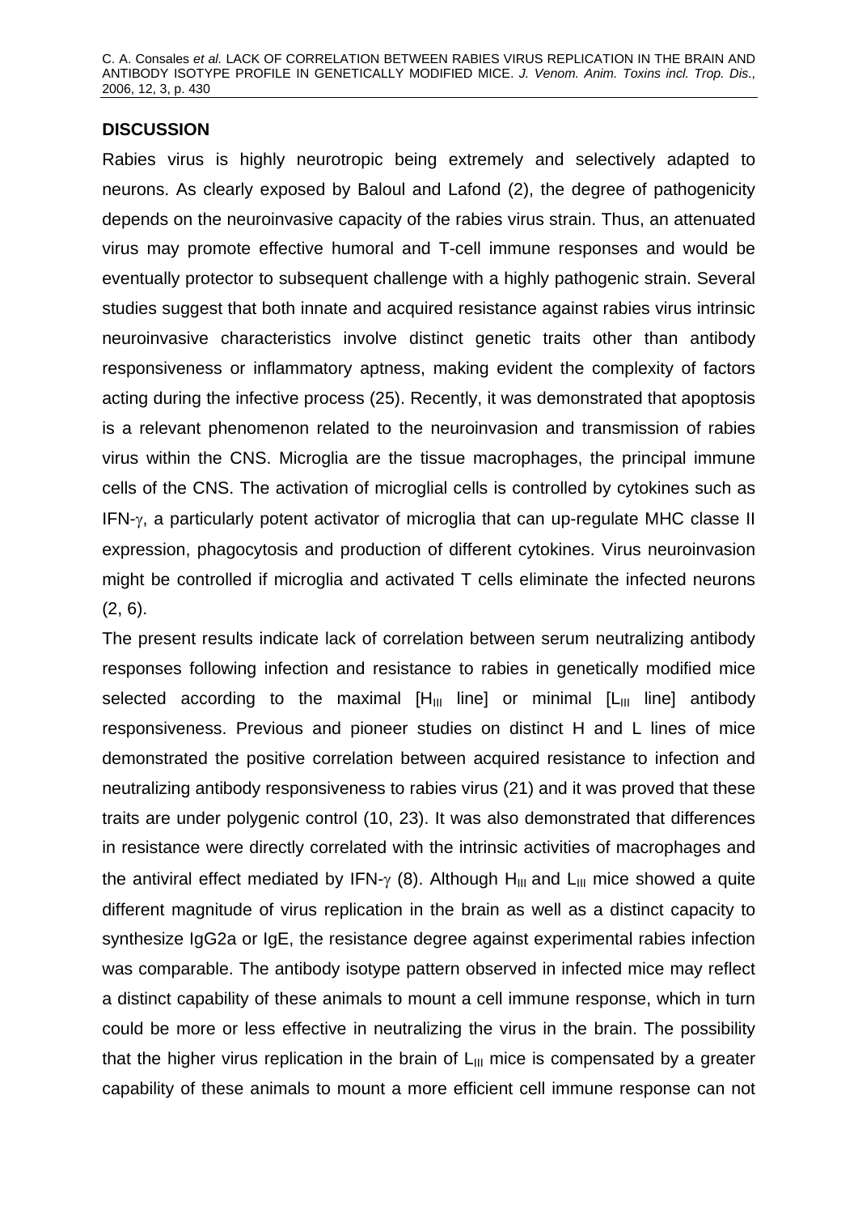## DISCUSSION

Rabies virus is highly neurotropic being extremely and selectively adapted to neurons. As clearly exposed by Baloul and Lafond (2), the degree of pathogenicity depends on the neuroinvasive capacity of the rabies virus strain. Thus, an attenuated virus may promote effective humoral and T-cell immune responses and would be eventually protector to subsequent challenge with a highly pathogenic strain. Several studies suggest that both innate and acquired resistance against rabies virus intrinsic neuroinvasive characteristics involve distinct genetic traits other than antibody responsiveness or inflammatory aptness, making evident the complexity of factors acting during the infective process (25). Recently, it was demonstrated that apoptosis is a relevant phenomenon related to the neuroinvasion and transmission of rabies virus within the CNS. Microglia are the tissue macrophages, the principal immune cells of the CNS. The activation of microglial cells is controlled by cytokines such as IFN-$\gamma$, a particularly potent activator of microglia that can up-regulate MHC classe II expression, phagocytosis and production of different cytokines. Virus neuroinvasion might be controlled if microglia and activated T cells eliminate the infected neurons (2, 6).

The present results indicate lack of correlation between serum neutralizing antibody responses following infection and resistance to rabies in genetically modified mice selected according to the maximal [$H_{III}$ line] or minimal [$L_{III}$ line] antibody responsiveness. Previous and pioneer studies on distinct H and L lines of mice demonstrated the positive correlation between acquired resistance to infection and neutralizing antibody responsiveness to rabies virus (21) and it was proved that these traits are under polygenic control (10, 23). It was also demonstrated that differences in resistance were directly correlated with the intrinsic activities of macrophages and the antiviral effect mediated by IFN-$\gamma$ (8). Although $H_{III}$ and $L_{III}$ mice showed a quite different magnitude of virus replication in the brain as well as a distinct capacity to synthesize IgG2a or IgE, the resistance degree against experimental rabies infection was comparable. The antibody isotype pattern observed in infected mice may reflect a distinct capability of these animals to mount a cell immune response, which in turn could be more or less effective in neutralizing the virus in the brain. The possibility that the higher virus replication in the brain of $L_{III}$ mice is compensated by a greater capability of these animals to mount a more efficient cell immune response can not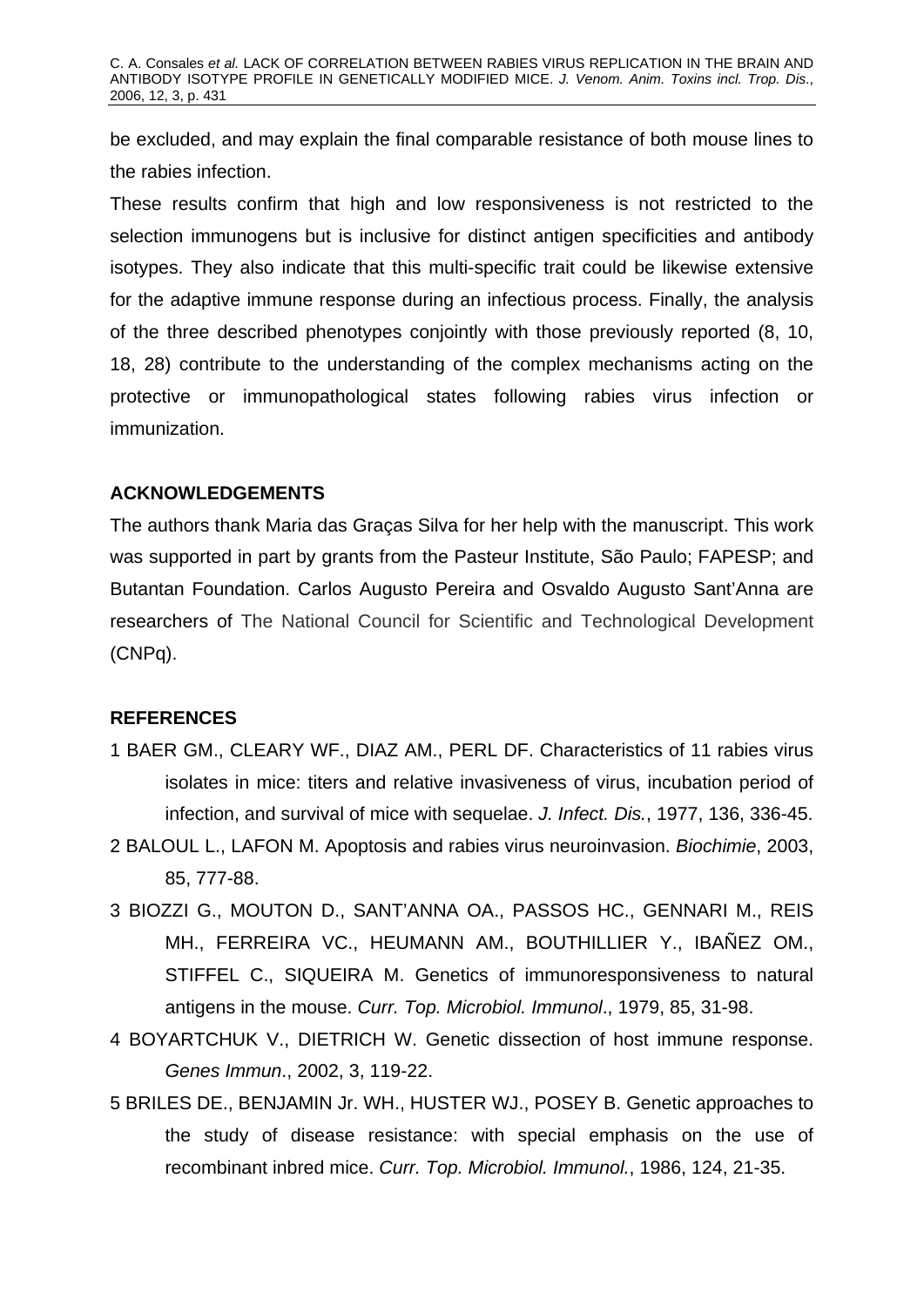be excluded, and may explain the final comparable resistance of both mouse lines to the rabies infection.

These results confirm that high and low responsiveness is not restricted to the selection immunogens but is inclusive for distinct antigen specificities and antibody isotypes. They also indicate that this multi-specific trait could be likewise extensive for the adaptive immune response during an infectious process. Finally, the analysis of the three described phenotypes conjointly with those previously reported (8, 10, 18, 28) contribute to the understanding of the complex mechanisms acting on the protective or immunopathological states following rabies virus infection or immunization.

## ACKNOWLEDGEMENTS

The authors thank Maria das Graças Silva for her help with the manuscript. This work was supported in part by grants from the Pasteur Institute, São Paulo; FAPESP; and Butantan Foundation. Carlos Augusto Pereira and Osvaldo Augusto Sant'Anna are researchers of The National Council for Scientific and Technological Development (CNPq).

## REFERENCES

1 BAER GM., CLEARY WF., DIAZ AM., PERL DF. Characteristics of 11 rabies virus isolates in mice: titers and relative invasiveness of virus, incubation period of infection, and survival of mice with sequelae. *J. Infect. Dis.*, 1977, 136, 336-45.

2 BALOUL L., LAFON M. Apoptosis and rabies virus neuroinvasion. *Biochimie*, 2003, 85, 777-88.

3 BIOZZI G., MOUTON D., SANT'ANNA OA., PASSOS HC., GENNARI M., REIS MH., FERREIRA VC., HEUMANN AM., BOUTHILLIER Y., IBAÑEZ OM., STIFFEL C., SIQUEIRA M. Genetics of immunoresponsiveness to natural antigens in the mouse. *Curr. Top. Microbiol. Immunol*., 1979, 85, 31-98.

4 BOYARTCHUK V., DIETRICH W. Genetic dissection of host immune response. *Genes Immun*., 2002, 3, 119-22.

5 BRILES DE., BENJAMIN Jr. WH., HUSTER WJ., POSEY B. Genetic approaches to the study of disease resistance: with special emphasis on the use of recombinant inbred mice. *Curr. Top. Microbiol. Immunol.*, 1986, 124, 21-35.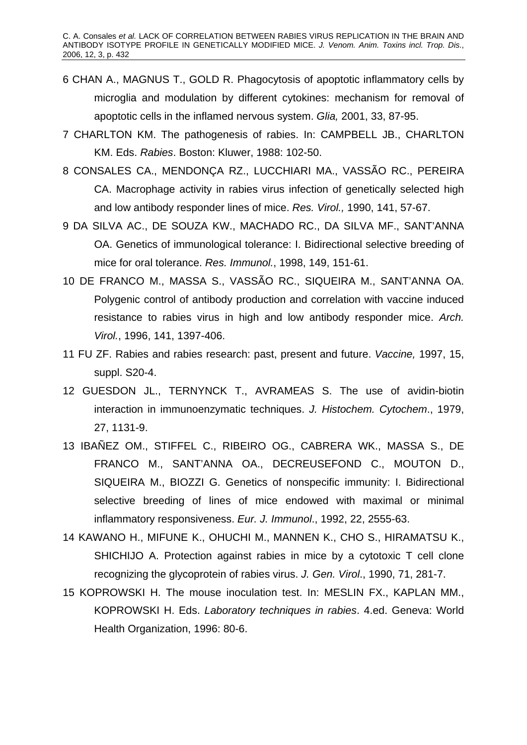6 CHAN A., MAGNUS T., GOLD R. Phagocytosis of apoptotic inflammatory cells by microglia and modulation by different cytokines: mechanism for removal of apoptotic cells in the inflamed nervous system. *Glia,* 2001, 33, 87-95.

7 CHARLTON KM. The pathogenesis of rabies. In: CAMPBELL JB., CHARLTON KM. Eds. *Rabies*. Boston: Kluwer, 1988: 102-50.

8 CONSALES CA., MENDONÇA RZ., LUCCHIARI MA., VASSÃO RC., PEREIRA CA. Macrophage activity in rabies virus infection of genetically selected high and low antibody responder lines of mice. *Res. Virol.,* 1990, 141, 57-67.

9 DA SILVA AC., DE SOUZA KW., MACHADO RC., DA SILVA MF., SANT'ANNA OA. Genetics of immunological tolerance: I. Bidirectional selective breeding of mice for oral tolerance. *Res. Immunol.*, 1998, 149, 151-61.

10 DE FRANCO M., MASSA S., VASSÃO RC., SIQUEIRA M., SANT'ANNA OA. Polygenic control of antibody production and correlation with vaccine induced resistance to rabies virus in high and low antibody responder mice. *Arch. Virol.*, 1996, 141, 1397-406.

11 FU ZF. Rabies and rabies research: past, present and future. *Vaccine,* 1997, 15, suppl. S20-4.

12 GUESDON JL., TERNYNCK T., AVRAMEAS S. The use of avidin-biotin interaction in immunoenzymatic techniques. *J. Histochem. Cytochem*., 1979, 27, 1131-9.

13 IBAÑEZ OM., STIFFEL C., RIBEIRO OG., CABRERA WK., MASSA S., DE FRANCO M., SANT'ANNA OA., DECREUSEFOND C., MOUTON D., SIQUEIRA M., BIOZZI G. Genetics of nonspecific immunity: I. Bidirectional selective breeding of lines of mice endowed with maximal or minimal inflammatory responsiveness. *Eur. J. Immunol*., 1992, 22, 2555-63.

14 KAWANO H., MIFUNE K., OHUCHI M., MANNEN K., CHO S., HIRAMATSU K., SHICHIJO A. Protection against rabies in mice by a cytotoxic T cell clone recognizing the glycoprotein of rabies virus. *J. Gen. Virol*., 1990, 71, 281-7.

15 KOPROWSKI H. The mouse inoculation test. In: MESLIN FX., KAPLAN MM., KOPROWSKI H. Eds. *Laboratory techniques in rabies*. 4.ed. Geneva: World Health Organization, 1996: 80-6.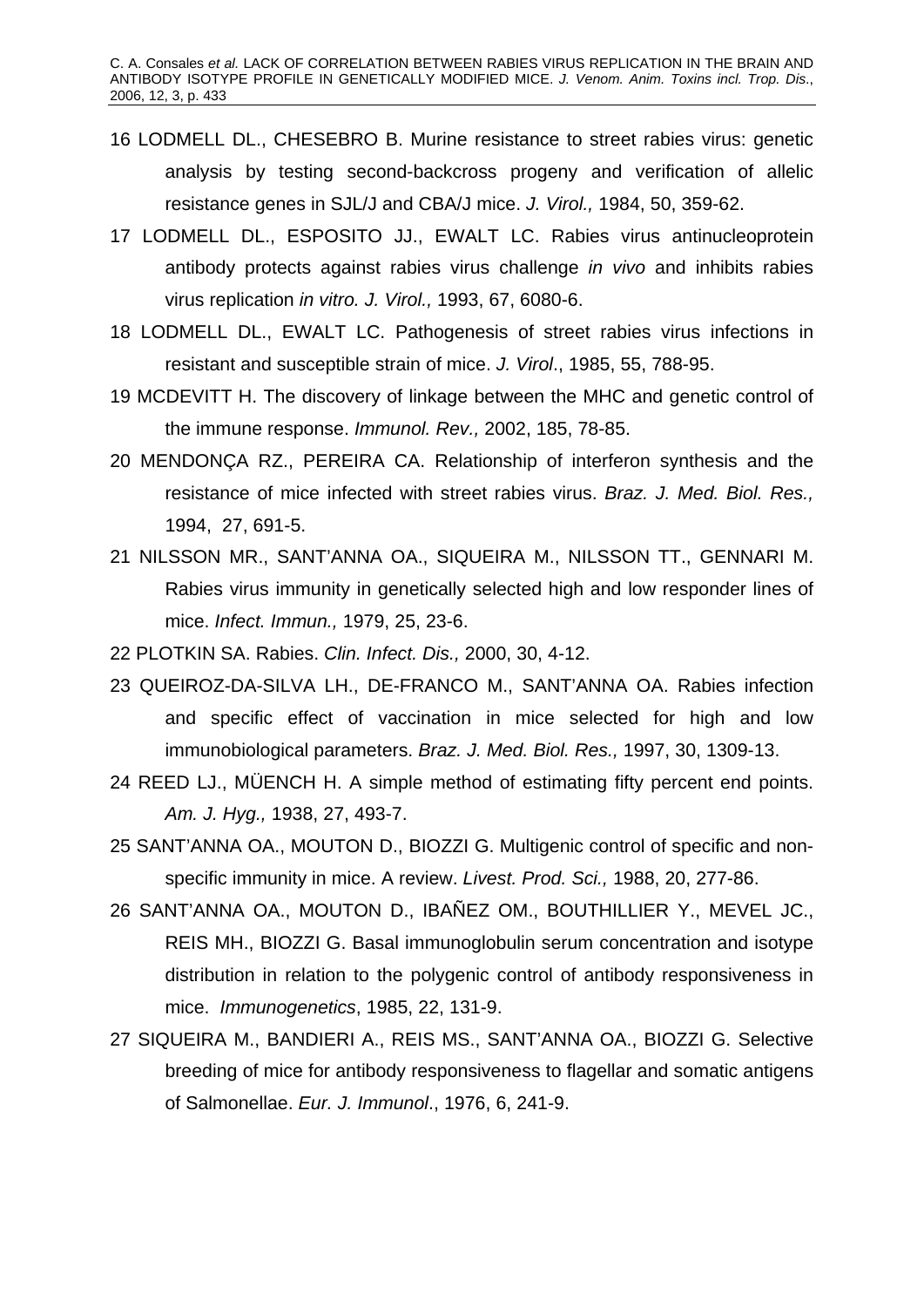16 LODMELL DL., CHESEBRO B. Murine resistance to street rabies virus: genetic analysis by testing second-backcross progeny and verification of allelic resistance genes in SJL/J and CBA/J mice. *J. Virol.,* 1984, 50, 359-62.

17 LODMELL DL., ESPOSITO JJ., EWALT LC. Rabies virus antinucleoprotein antibody protects against rabies virus challenge *in vivo* and inhibits rabies virus replication *in vitro. J. Virol.,* 1993, 67, 6080-6.

18 LODMELL DL., EWALT LC. Pathogenesis of street rabies virus infections in resistant and susceptible strain of mice. *J. Virol*., 1985, 55, 788-95.

19 MCDEVITT H. The discovery of linkage between the MHC and genetic control of the immune response. *Immunol. Rev.,* 2002, 185, 78-85.

20 MENDONÇA RZ., PEREIRA CA. Relationship of interferon synthesis and the resistance of mice infected with street rabies virus. *Braz. J. Med. Biol. Res.,* 1994, 27, 691-5.

21 NILSSON MR., SANT'ANNA OA., SIQUEIRA M., NILSSON TT., GENNARI M. Rabies virus immunity in genetically selected high and low responder lines of mice. *Infect. Immun.,* 1979, 25, 23-6.

22 PLOTKIN SA. Rabies. *Clin. Infect. Dis.,* 2000, 30, 4-12.

23 QUEIROZ-DA-SILVA LH., DE-FRANCO M., SANT'ANNA OA. Rabies infection and specific effect of vaccination in mice selected for high and low immunobiological parameters. *Braz. J. Med. Biol. Res.,* 1997, 30, 1309-13.

24 REED LJ., MÜENCH H. A simple method of estimating fifty percent end points. *Am. J. Hyg.,* 1938, 27, 493-7.

25 SANT'ANNA OA., MOUTON D., BIOZZI G. Multigenic control of specific and non-specific immunity in mice. A review. *Livest. Prod. Sci.,* 1988, 20, 277-86.

26 SANT'ANNA OA., MOUTON D., IBAÑEZ OM., BOUTHILLIER Y., MEVEL JC., REIS MH., BIOZZI G. Basal immunoglobulin serum concentration and isotype distribution in relation to the polygenic control of antibody responsiveness in mice. *Immunogenetics*, 1985, 22, 131-9.

27 SIQUEIRA M., BANDIERI A., REIS MS., SANT'ANNA OA., BIOZZI G. Selective breeding of mice for antibody responsiveness to flagellar and somatic antigens of Salmonellae. *Eur. J. Immunol*., 1976, 6, 241-9.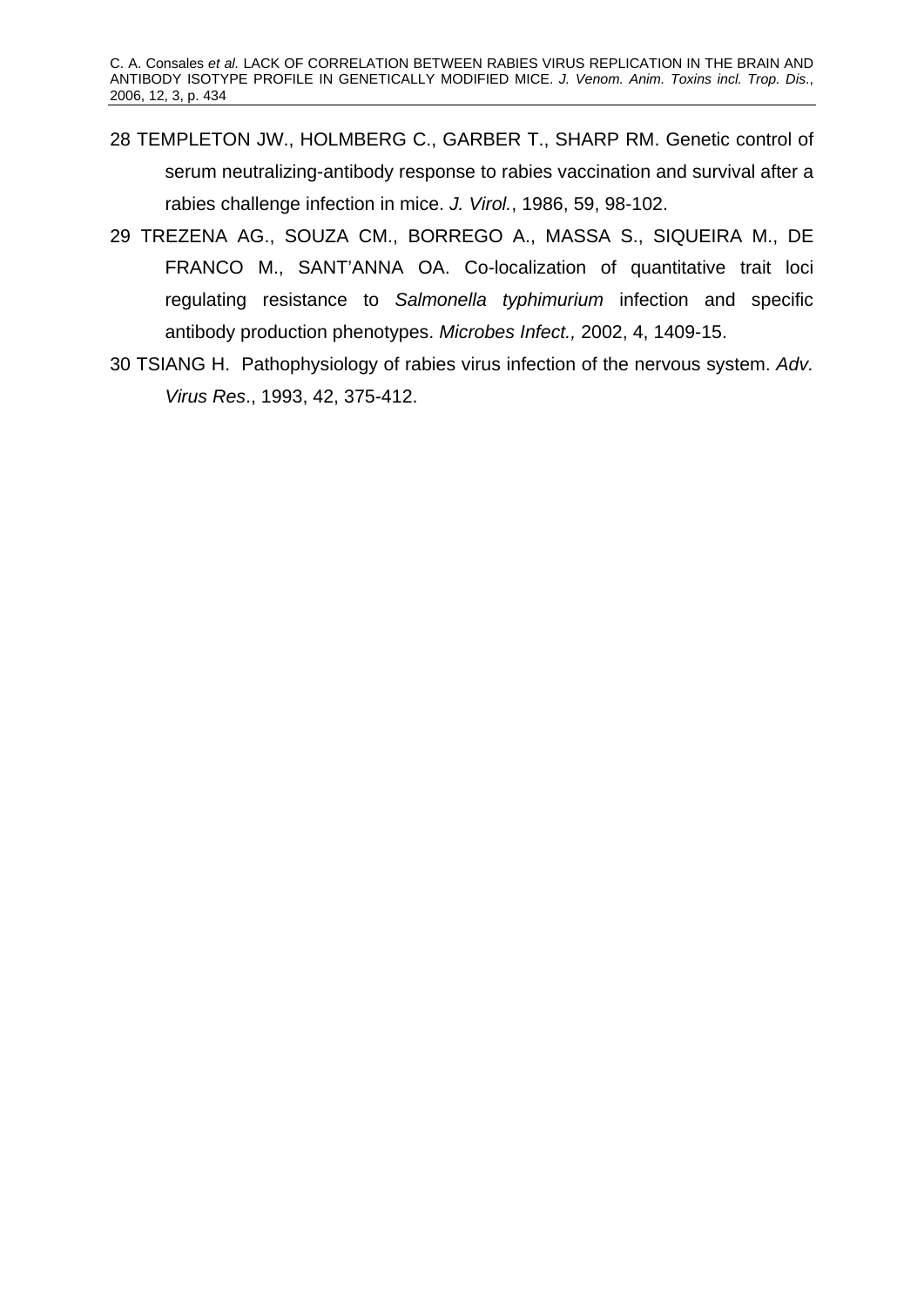28 TEMPLETON JW., HOLMBERG C., GARBER T., SHARP RM. Genetic control of serum neutralizing-antibody response to rabies vaccination and survival after a rabies challenge infection in mice. *J. Virol.*, 1986, 59, 98-102.

29 TREZENA AG., SOUZA CM., BORREGO A., MASSA S., SIQUEIRA M., DE FRANCO M., SANT'ANNA OA. Co-localization of quantitative trait loci regulating resistance to *Salmonella typhimurium* infection and specific antibody production phenotypes. *Microbes Infect.,* 2002, 4, 1409-15.

30 TSIANG H. Pathophysiology of rabies virus infection of the nervous system. *Adv. Virus Res*., 1993, 42, 375-412.